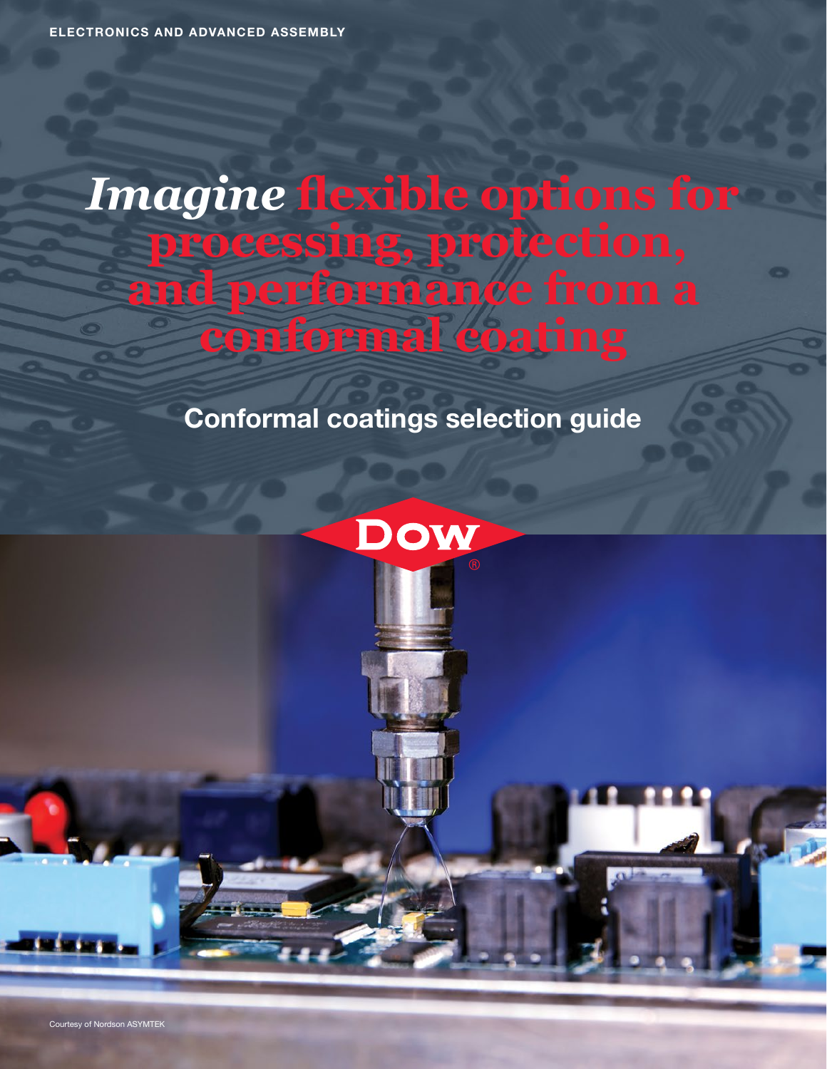ELECTRONICS AND ADVANCED ASSEMBLY

# *Imagine* flexible options for processing, protection, and performance from a conformal coating

## Conformal coatings selection guide

DOW®

Courtesy of Nordson ASYMTEK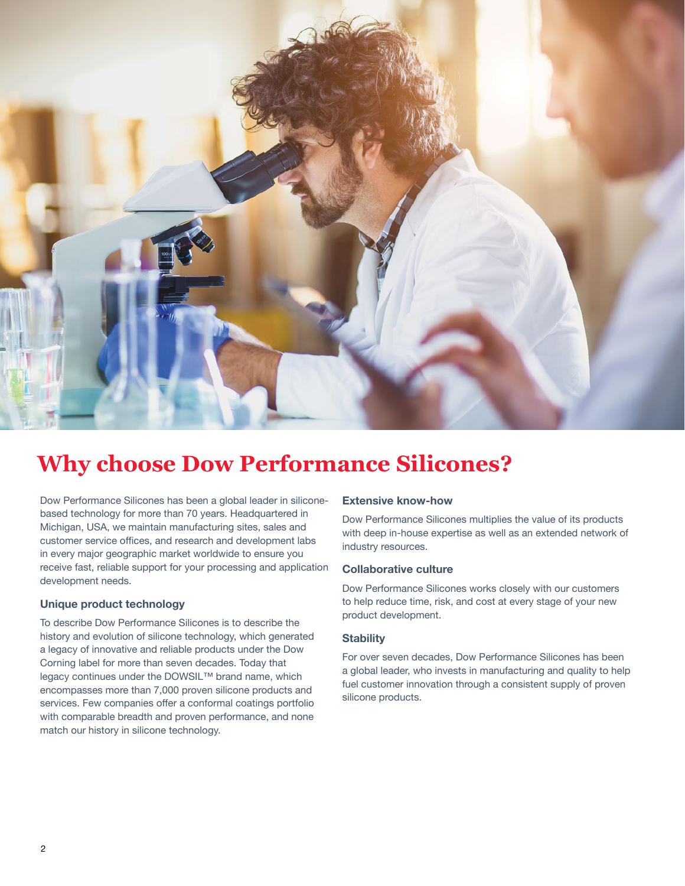# Why choose Dow Performance Silicones?

Dow Performance Silicones has been a global leader in silicone-based technology for more than 70 years. Headquartered in Michigan, USA, we maintain manufacturing sites, sales and customer service offices, and research and development labs in every major geographic market worldwide to ensure you receive fast, reliable support for your processing and application development needs.

### Unique product technology

To describe Dow Performance Silicones is to describe the history and evolution of silicone technology, which generated a legacy of innovative and reliable products under the Dow Corning label for more than seven decades. Today that legacy continues under the DOWSIL™ brand name, which encompasses more than 7,000 proven silicone products and services. Few companies offer a conformal coatings portfolio with comparable breadth and proven performance, and none match our history in silicone technology.

### Extensive know-how

Dow Performance Silicones multiplies the value of its products with deep in-house expertise as well as an extended network of industry resources.

### Collaborative culture

Dow Performance Silicones works closely with our customers to help reduce time, risk, and cost at every stage of your new product development.

### Stability

For over seven decades, Dow Performance Silicones has been a global leader, who invests in manufacturing and quality to help fuel customer innovation through a consistent supply of proven silicone products.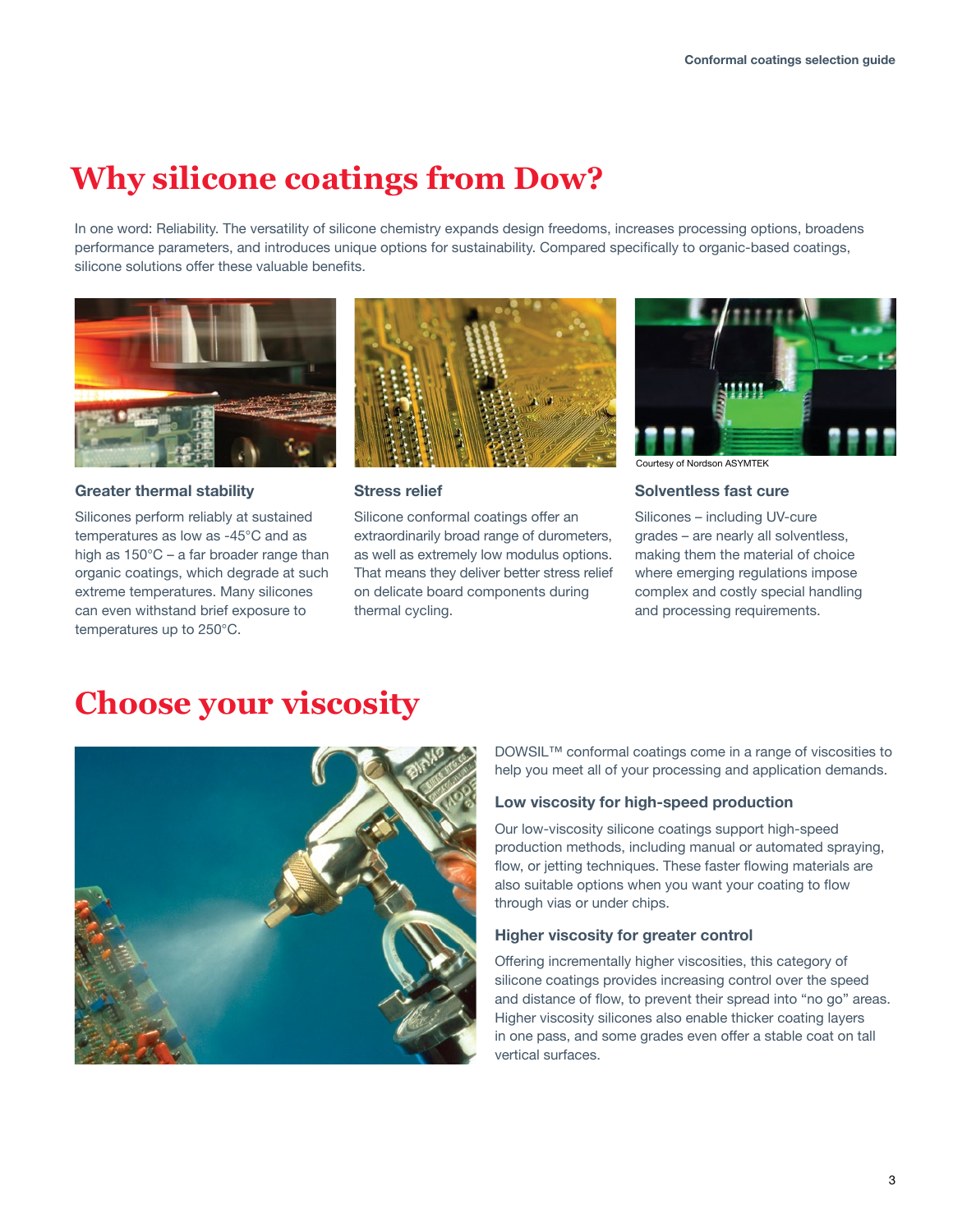# Why silicone coatings from Dow?

In one word: Reliability. The versatility of silicone chemistry expands design freedoms, increases processing options, broadens performance parameters, and introduces unique options for sustainability. Compared specifically to organic-based coatings, silicone solutions offer these valuable benefits.

Courtesy of Nordson ASYMTEK

### Greater thermal stability

Silicones perform reliably at sustained temperatures as low as -45°C and as high as 150°C – a far broader range than organic coatings, which degrade at such extreme temperatures. Many silicones can even withstand brief exposure to temperatures up to 250°C.

### Stress relief

Silicone conformal coatings offer an extraordinarily broad range of durometers, as well as extremely low modulus options. That means they deliver better stress relief on delicate board components during thermal cycling.

### Solventless fast cure

Silicones – including UV-cure grades – are nearly all solventless, making them the material of choice where emerging regulations impose complex and costly special handling and processing requirements.

# Choose your viscosity

DOWSIL™ conformal coatings come in a range of viscosities to help you meet all of your processing and application demands.

### Low viscosity for high-speed production

Our low-viscosity silicone coatings support high-speed production methods, including manual or automated spraying, flow, or jetting techniques. These faster flowing materials are also suitable options when you want your coating to flow through vias or under chips.

### Higher viscosity for greater control

Offering incrementally higher viscosities, this category of silicone coatings provides increasing control over the speed and distance of flow, to prevent their spread into "no go" areas. Higher viscosity silicones also enable thicker coating layers in one pass, and some grades even offer a stable coat on tall vertical surfaces.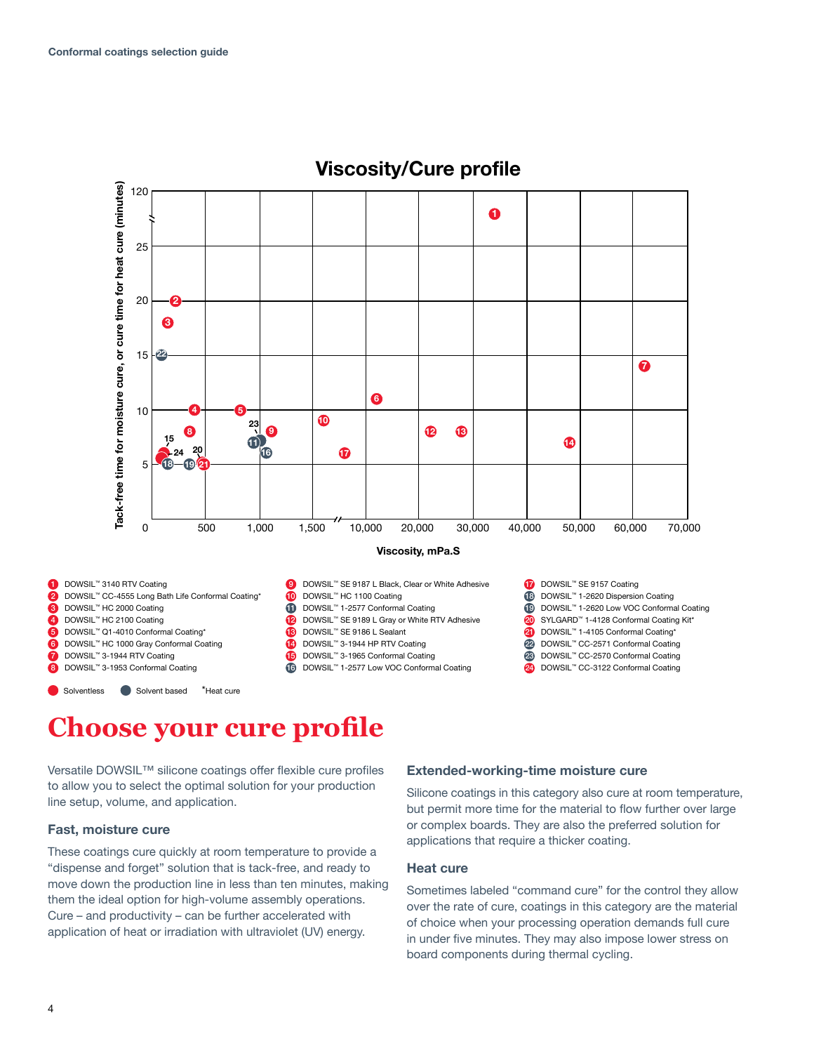## Viscosity/Cure profile

Tack-free time for moisture cure, or cure time for heat cure (minutes) vs. Viscosity, mPa.S

1. DOWSIL™ 3140 RTV Coating
2. DOWSIL™ CC-4555 Long Bath Life Conformal Coating*
3. DOWSIL™ HC 2000 Coating
4. DOWSIL™ HC 2100 Coating
5. DOWSIL™ Q1-4010 Conformal Coating*
6. DOWSIL™ HC 1000 Gray Conformal Coating
7. DOWSIL™ 3-1944 RTV Coating
8. DOWSIL™ 3-1953 Conformal Coating
9. DOWSIL™ SE 9187 L Black, Clear or White Adhesive
10. DOWSIL™ HC 1100 Coating
11. DOWSIL™ 1-2577 Conformal Coating
12. DOWSIL™ SE 9189 L Gray or White RTV Adhesive
13. DOWSIL™ SE 9186 L Sealant
14. DOWSIL™ 3-1944 HP RTV Coating
15. DOWSIL™ 3-1965 Conformal Coating
16. DOWSIL™ 1-2577 Low VOC Conformal Coating
17. DOWSIL™ SE 9157 Coating
18. DOWSIL™ 1-2620 Dispersion Coating
19. DOWSIL™ 1-2620 Low VOC Conformal Coating
20. SYLGARD™ 1-4128 Conformal Coating Kit*
21. DOWSIL™ 1-4105 Conformal Coating*
22. DOWSIL™ CC-2571 Conformal Coating
23. DOWSIL™ CC-2570 Conformal Coating
24. DOWSIL™ CC-3122 Conformal Coating

Solventless | Solvent based | *Heat cure

# Choose your cure profile

Versatile DOWSIL™ silicone coatings offer flexible cure profiles to allow you to select the optimal solution for your production line setup, volume, and application.

### Fast, moisture cure

These coatings cure quickly at room temperature to provide a "dispense and forget" solution that is tack-free, and ready to move down the production line in less than ten minutes, making them the ideal option for high-volume assembly operations. Cure – and productivity – can be further accelerated with application of heat or irradiation with ultraviolet (UV) energy.

### Extended-working-time moisture cure

Silicone coatings in this category also cure at room temperature, but permit more time for the material to flow further over large or complex boards. They are also the preferred solution for applications that require a thicker coating.

### Heat cure

Sometimes labeled "command cure" for the control they allow over the rate of cure, coatings in this category are the material of choice when your processing operation demands full cure in under five minutes. They may also impose lower stress on board components during thermal cycling.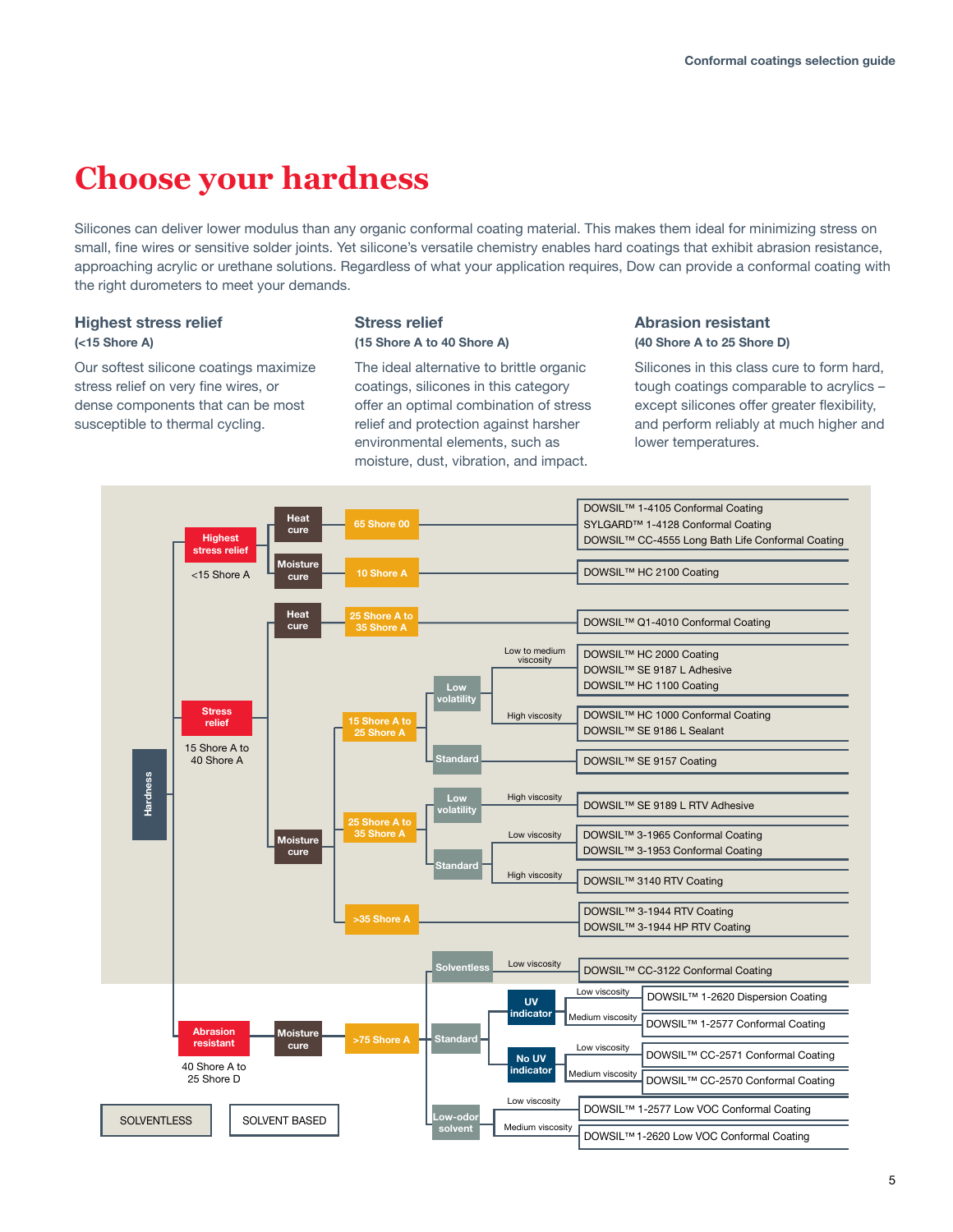# Choose your hardness

Silicones can deliver lower modulus than any organic conformal coating material. This makes them ideal for minimizing stress on small, fine wires or sensitive solder joints. Yet silicone's versatile chemistry enables hard coatings that exhibit abrasion resistance, approaching acrylic or urethane solutions. Regardless of what your application requires, Dow can provide a conformal coating with the right durometers to meet your demands.

### Highest stress relief
**(<15 Shore A)**

Our softest silicone coatings maximize stress relief on very fine wires, or dense components that can be most susceptible to thermal cycling.

### Stress relief
**(15 Shore A to 40 Shore A)**

The ideal alternative to brittle organic coatings, silicones in this category offer an optimal combination of stress relief and protection against harsher environmental elements, such as moisture, dust, vibration, and impact.

### Abrasion resistant
**(40 Shore A to 25 Shore D)**

Silicones in this class cure to form hard, tough coatings comparable to acrylics – except silicones offer greater flexibility, and perform reliably at much higher and lower temperatures.

| Hardness | Cure | Durometer | Type | Viscosity | Product | Category |
|---|---|---|---|---|---|---|
| Highest stress relief (<15 Shore A) | Heat cure | 65 Shore 00 | | | DOWSIL™ 1-4105 Conformal Coating<br>SYLGARD™ 1-4128 Conformal Coating<br>DOWSIL™ CC-4555 Long Bath Life Conformal Coating | Solventless |
| Highest stress relief (<15 Shore A) | Moisture cure | 10 Shore A | | | DOWSIL™ HC 2100 Coating | Solventless |
| Stress relief (15 Shore A to 40 Shore A) | Heat cure | 25 Shore A to 35 Shore A | | | DOWSIL™ Q1-4010 Conformal Coating | Solventless |
| Stress relief (15 Shore A to 40 Shore A) | Moisture cure | 15 Shore A to 25 Shore A | Low volatility | Low to medium viscosity | DOWSIL™ HC 2000 Coating<br>DOWSIL™ SE 9187 L Adhesive<br>DOWSIL™ HC 1100 Coating | Solventless |
| Stress relief (15 Shore A to 40 Shore A) | Moisture cure | 15 Shore A to 25 Shore A | Low volatility | High viscosity | DOWSIL™ HC 1000 Conformal Coating<br>DOWSIL™ SE 9186 L Sealant | Solventless |
| Stress relief (15 Shore A to 40 Shore A) | Moisture cure | 15 Shore A to 25 Shore A | Standard | | DOWSIL™ SE 9157 Coating | Solventless |
| Stress relief (15 Shore A to 40 Shore A) | Moisture cure | 25 Shore A to 35 Shore A | Low volatility | High viscosity | DOWSIL™ SE 9189 L RTV Adhesive | Solventless |
| Stress relief (15 Shore A to 40 Shore A) | Moisture cure | 25 Shore A to 35 Shore A | Standard | Low viscosity | DOWSIL™ 3-1965 Conformal Coating<br>DOWSIL™ 3-1953 Conformal Coating | Solventless |
| Stress relief (15 Shore A to 40 Shore A) | Moisture cure | 25 Shore A to 35 Shore A | Standard | High viscosity | DOWSIL™ 3140 RTV Coating | Solventless |
| Stress relief (15 Shore A to 40 Shore A) | Moisture cure | >35 Shore A | | | DOWSIL™ 3-1944 RTV Coating<br>DOWSIL™ 3-1944 HP RTV Coating | Solventless |
| Abrasion resistant (40 Shore A to 25 Shore D) | Moisture cure | >75 Shore A | Solventless | Low viscosity | DOWSIL™ CC-3122 Conformal Coating | Solventless |
| Abrasion resistant (40 Shore A to 25 Shore D) | Moisture cure | >75 Shore A | Standard – UV indicator | Low viscosity | DOWSIL™ 1-2620 Dispersion Coating | Solvent based |
| Abrasion resistant (40 Shore A to 25 Shore D) | Moisture cure | >75 Shore A | Standard – UV indicator | Medium viscosity | DOWSIL™ 1-2577 Conformal Coating | Solvent based |
| Abrasion resistant (40 Shore A to 25 Shore D) | Moisture cure | >75 Shore A | Standard – No UV indicator | Low viscosity | DOWSIL™ CC-2571 Conformal Coating | Solvent based |
| Abrasion resistant (40 Shore A to 25 Shore D) | Moisture cure | >75 Shore A | Standard – No UV indicator | Medium viscosity | DOWSIL™ CC-2570 Conformal Coating | Solvent based |
| Abrasion resistant (40 Shore A to 25 Shore D) | Moisture cure | >75 Shore A | Low-odor solvent | Low viscosity | DOWSIL™ 1-2577 Low VOC Conformal Coating | Solvent based |
| Abrasion resistant (40 Shore A to 25 Shore D) | Moisture cure | >75 Shore A | Low-odor solvent | Medium viscosity | DOWSIL™ 1-2620 Low VOC Conformal Coating | Solvent based |

SOLVENTLESS | SOLVENT BASED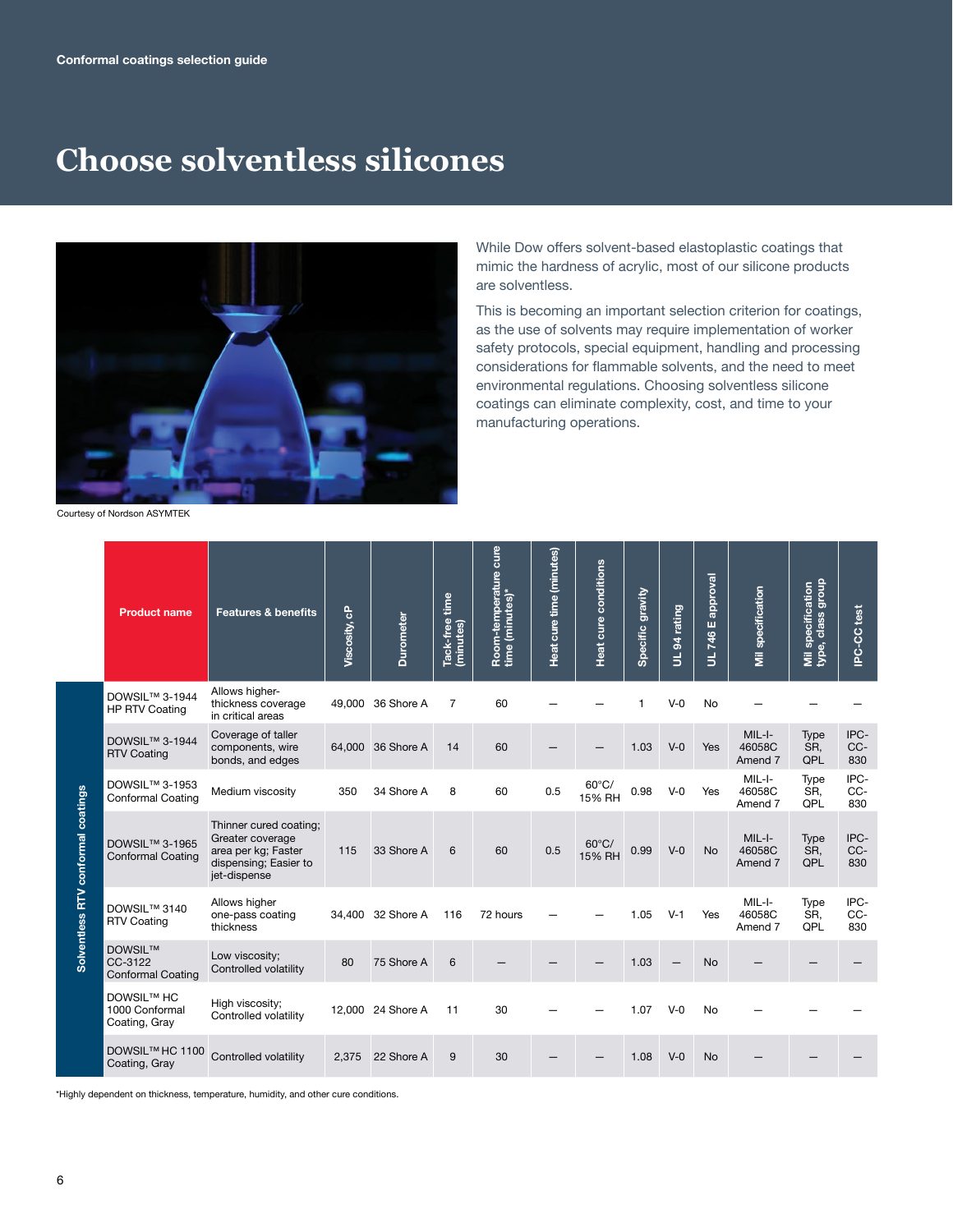# Choose solventless silicones

While Dow offers solvent-based elastoplastic coatings that mimic the hardness of acrylic, most of our silicone products are solventless.

This is becoming an important selection criterion for coatings, as the use of solvents may require implementation of worker safety protocols, special equipment, handling and processing considerations for flammable solvents, and the need to meet environmental regulations. Choosing solventless silicone coatings can eliminate complexity, cost, and time to your manufacturing operations.

Courtesy of Nordson ASYMTEK

**Solventless RTV conformal coatings**

| Product name | Features & benefits | Viscosity, cP | Durometer | Tack-free time (minutes) | Room-temperature cure time (minutes)* | Heat cure time (minutes) | Heat cure conditions | Specific gravity | UL 94 rating | UL 746 E approval | Mil specification | Mil specification type, class group | IPC-CC test |
|---|---|---|---|---|---|---|---|---|---|---|---|---|---|
| DOWSIL™ 3-1944 HP RTV Coating | Allows higher-thickness coverage in critical areas | 49,000 | 36 Shore A | 7 | 60 | — | — | 1 | V-0 | No | — | — | — |
| DOWSIL™ 3-1944 RTV Coating | Coverage of taller components, wire bonds, and edges | 64,000 | 36 Shore A | 14 | 60 | — | — | 1.03 | V-0 | Yes | MIL-I-46058C Amend 7 | Type SR, QPL | IPC-CC-830 |
| DOWSIL™ 3-1953 Conformal Coating | Medium viscosity | 350 | 34 Shore A | 8 | 60 | 0.5 | 60°C/ 15% RH | 0.98 | V-0 | Yes | MIL-I-46058C Amend 7 | Type SR, QPL | IPC-CC-830 |
| DOWSIL™ 3-1965 Conformal Coating | Thinner cured coating; Greater coverage area per kg; Faster dispensing; Easier to jet-dispense | 115 | 33 Shore A | 6 | 60 | 0.5 | 60°C/ 15% RH | 0.99 | V-0 | No | MIL-I-46058C Amend 7 | Type SR, QPL | IPC-CC-830 |
| DOWSIL™ 3140 RTV Coating | Allows higher one-pass coating thickness | 34,400 | 32 Shore A | 116 | 72 hours | — | — | 1.05 | V-1 | Yes | MIL-I-46058C Amend 7 | Type SR, QPL | IPC-CC-830 |
| DOWSIL™ CC-3122 Conformal Coating | Low viscosity; Controlled volatility | 80 | 75 Shore A | 6 | — | — | — | 1.03 | — | No | — | — | — |
| DOWSIL™ HC 1000 Conformal Coating, Gray | High viscosity; Controlled volatility | 12,000 | 24 Shore A | 11 | 30 | — | — | 1.07 | V-0 | No | — | — | — |
| DOWSIL™ HC 1100 Coating, Gray | Controlled volatility | 2,375 | 22 Shore A | 9 | 30 | — | — | 1.08 | V-0 | No | — | — | — |

*Highly dependent on thickness, temperature, humidity, and other cure conditions.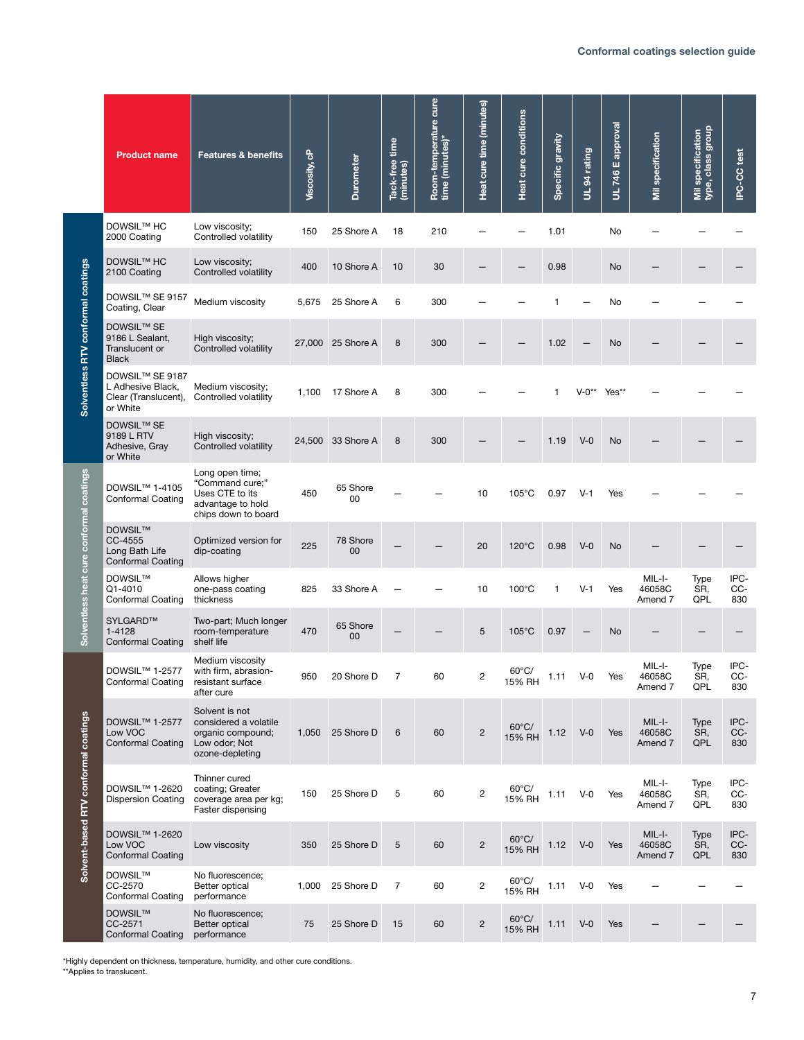| | Product name | Features & benefits | Viscosity, cP | Durometer | Tack-free time (minutes) | Room-temperature cure time (minutes)* | Heat cure time (minutes) | Heat cure conditions | Specific gravity | UL 94 rating | UL 746 E approval | Mil specification | Mil specification type, class group | IPC-CC test |
|---|---|---|---|---|---|---|---|---|---|---|---|---|---|---|
| Solventless RTV conformal coatings | DOWSIL™ HC 2000 Coating | Low viscosity; Controlled volatility | 150 | 25 Shore A | 18 | 210 | — | — | 1.01 | | No | — | — | — |
| | DOWSIL™ HC 2100 Coating | Low viscosity; Controlled volatility | 400 | 10 Shore A | 10 | 30 | — | — | 0.98 | | No | — | — | — |
| | DOWSIL™ SE 9157 Coating, Clear | Medium viscosity | 5,675 | 25 Shore A | 6 | 300 | — | — | 1 | — | No | — | — | — |
| | DOWSIL™ SE 9186 L Sealant, Translucent or Black | High viscosity; Controlled volatility | 27,000 | 25 Shore A | 8 | 300 | — | — | 1.02 | — | No | — | — | — |
| | DOWSIL™ SE 9187 L Adhesive Black, Clear (Translucent), or White | Medium viscosity; Controlled volatility | 1,100 | 17 Shore A | 8 | 300 | — | — | 1 | V-0** | Yes** | — | — | — |
| | DOWSIL™ SE 9189 L RTV Adhesive, Gray or White | High viscosity; Controlled volatility | 24,500 | 33 Shore A | 8 | 300 | — | — | 1.19 | V-0 | No | — | — | — |
| Solventless heat cure conformal coatings | DOWSIL™ 1-4105 Conformal Coating | Long open time; "Command cure;" Uses CTE to its advantage to hold chips down to board | 450 | 65 Shore 00 | — | — | 10 | 105°C | 0.97 | V-1 | Yes | — | — | — |
| | DOWSIL™ CC-4555 Long Bath Life Conformal Coating | Optimized version for dip-coating | 225 | 78 Shore 00 | — | — | 20 | 120°C | 0.98 | V-0 | No | — | — | — |
| | DOWSIL™ Q1-4010 Conformal Coating | Allows higher one-pass coating thickness | 825 | 33 Shore A | — | — | 10 | 100°C | 1 | V-1 | Yes | MIL-I-46058C Amend 7 | Type SR, QPL | IPC-CC-830 |
| | SYLGARD™ 1-4128 Conformal Coating | Two-part; Much longer room-temperature shelf life | 470 | 65 Shore 00 | — | — | 5 | 105°C | 0.97 | — | No | — | — | — |
| Solvent-based RTV conformal coatings | DOWSIL™ 1-2577 Conformal Coating | Medium viscosity with firm, abrasion-resistant surface after cure | 950 | 20 Shore D | 7 | 60 | 2 | 60°C/ 15% RH | 1.11 | V-0 | Yes | MIL-I-46058C Amend 7 | Type SR, QPL | IPC-CC-830 |
| | DOWSIL™ 1-2577 Low VOC Conformal Coating | Solvent is not considered a volatile organic compound; Low odor; Not ozone-depleting | 1,050 | 25 Shore D | 6 | 60 | 2 | 60°C/ 15% RH | 1.12 | V-0 | Yes | MIL-I-46058C Amend 7 | Type SR, QPL | IPC-CC-830 |
| | DOWSIL™ 1-2620 Dispersion Coating | Thinner cured coating; Greater coverage area per kg; Faster dispensing | 150 | 25 Shore D | 5 | 60 | 2 | 60°C/ 15% RH | 1.11 | V-0 | Yes | MIL-I-46058C Amend 7 | Type SR, QPL | IPC-CC-830 |
| | DOWSIL™ 1-2620 Low VOC Conformal Coating | Low viscosity | 350 | 25 Shore D | 5 | 60 | 2 | 60°C/ 15% RH | 1.12 | V-0 | Yes | MIL-I-46058C Amend 7 | Type SR, QPL | IPC-CC-830 |
| | DOWSIL™ CC-2570 Conformal Coating | No fluorescence; Better optical performance | 1,000 | 25 Shore D | 7 | 60 | 2 | 60°C/ 15% RH | 1.11 | V-0 | Yes | — | — | — |
| | DOWSIL™ CC-2571 Conformal Coating | No fluorescence; Better optical performance | 75 | 25 Shore D | 15 | 60 | 2 | 60°C/ 15% RH | 1.11 | V-0 | Yes | — | — | — |

*Highly dependent on thickness, temperature, humidity, and other cure conditions.
**Applies to translucent.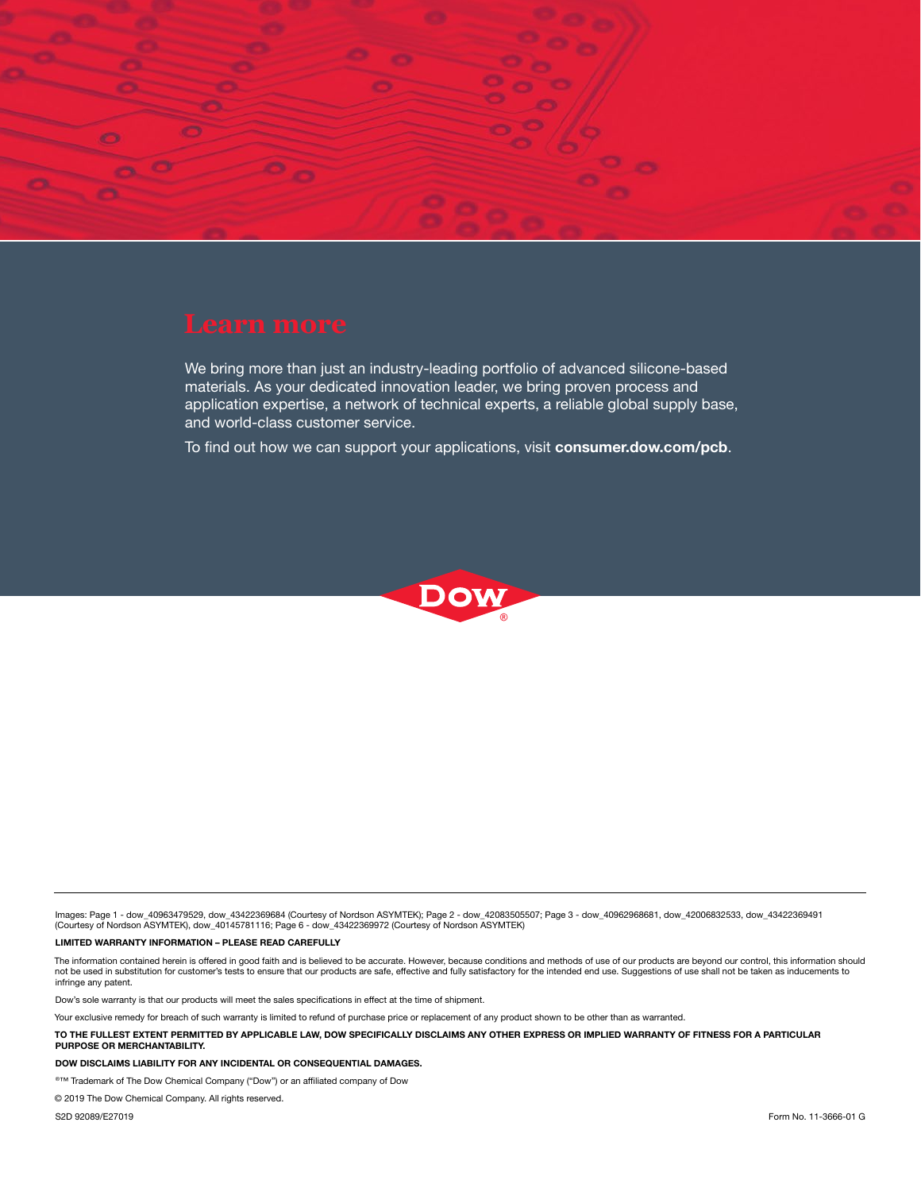# Learn more

We bring more than just an industry-leading portfolio of advanced silicone-based materials. As your dedicated innovation leader, we bring proven process and application expertise, a network of technical experts, a reliable global supply base, and world-class customer service.

To find out how we can support your applications, visit **consumer.dow.com/pcb**.

Images: Page 1 - dow_40963479529, dow_43422369684 (Courtesy of Nordson ASYMTEK); Page 2 - dow_42083505507; Page 3 - dow_40962968681, dow_42006832533, dow_43422369491 (Courtesy of Nordson ASYMTEK), dow_40145781116; Page 6 - dow_43422369972 (Courtesy of Nordson ASYMTEK)

**LIMITED WARRANTY INFORMATION – PLEASE READ CAREFULLY**

The information contained herein is offered in good faith and is believed to be accurate. However, because conditions and methods of use of our products are beyond our control, this information should not be used in substitution for customer's tests to ensure that our products are safe, effective and fully satisfactory for the intended end use. Suggestions of use shall not be taken as inducements to infringe any patent.

Dow's sole warranty is that our products will meet the sales specifications in effect at the time of shipment.

Your exclusive remedy for breach of such warranty is limited to refund of purchase price or replacement of any product shown to be other than as warranted.

**TO THE FULLEST EXTENT PERMITTED BY APPLICABLE LAW, DOW SPECIFICALLY DISCLAIMS ANY OTHER EXPRESS OR IMPLIED WARRANTY OF FITNESS FOR A PARTICULAR PURPOSE OR MERCHANTABILITY.**

**DOW DISCLAIMS LIABILITY FOR ANY INCIDENTAL OR CONSEQUENTIAL DAMAGES.**

®™ Trademark of The Dow Chemical Company ("Dow") or an affiliated company of Dow

© 2019 The Dow Chemical Company. All rights reserved.

S2D 92089/E27019

Form No. 11-3666-01 G